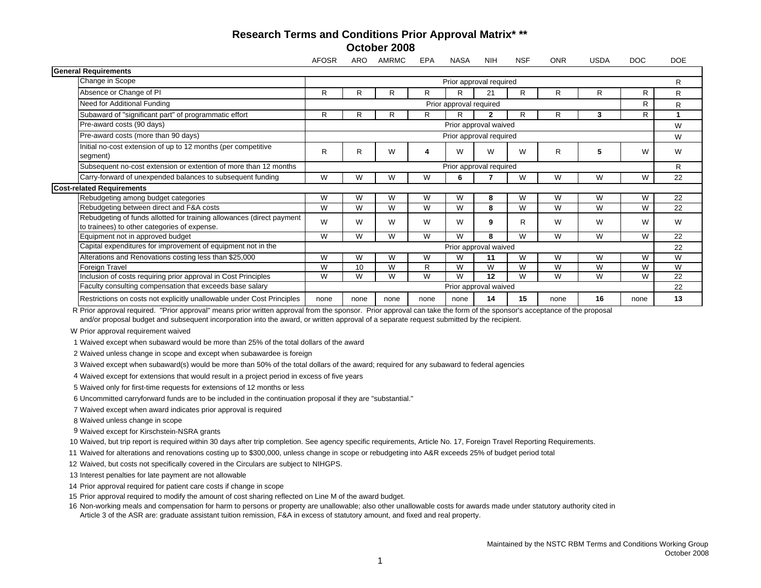# Research Terms and Conditions Prior Approval Matrix* **

## October 2008

| | AFOSR | ARO | AMRMC | EPA | NASA | NIH | NSF | ONR | USDA | DOC | DOE |
|---|---|---|---|---|---|---|---|---|---|---|---|
| **General Requirements** | | | | | | | | | | | |
| Change in Scope | Prior approval required | | | | | | | | | | R |
| Absence or Change of PI | R | R | R | R | R | 21 | R | R | R | R | R |
| Need for Additional Funding | Prior approval required | | | | | | | | | R | R |
| Subaward of "significant part" of programmatic effort | R | R | R | R | R | **2** | R | R | **3** | R | **1** |
| Pre-award costs (90 days) | Prior approval waived | | | | | | | | | | W |
| Pre-award costs (more than 90 days) | Prior approval required | | | | | | | | | | W |
| Initial no-cost extension of up to 12 months (per competitive segment) | R | R | W | **4** | W | W | W | R | **5** | W | W |
| Subsequent no-cost extension or extention of more than 12 months | Prior approval required | | | | | | | | | | R |
| Carry-forward of unexpended balances to subsequent funding | W | W | W | W | **6** | **7** | W | W | W | W | 22 |
| **Cost-related Requirements** | | | | | | | | | | | |
| Rebudgeting among budget categories | W | W | W | W | W | **8** | W | W | W | W | 22 |
| Rebudgeting between direct and F&A costs | W | W | W | W | W | **8** | W | W | W | W | 22 |
| Rebudgeting of funds allotted for training allowances (direct payment to trainees) to other categories of expense. | W | W | W | W | W | **9** | R | W | W | W | W |
| Equipment not in approved budget | W | W | W | W | W | **8** | W | W | W | W | 22 |
| Capital expenditures for improvement of equipment not in the | Prior approval waived | | | | | | | | | | 22 |
| Alterations and Renovations costing less than $25,000 | W | W | W | W | W | **11** | W | W | W | W | W |
| Foreign Travel | W | 10 | W | R | W | W | W | W | W | W | W |
| Inclusion of costs requiring prior approval in Cost Principles | W | W | W | W | W | **12** | W | W | W | W | 22 |
| Faculty consulting compensation that exceeds base salary | Prior approval waived | | | | | | | | | | 22 |
| Restrictions on costs not explicitly unallowable under Cost Principles | none | none | none | none | none | **14** | **15** | none | **16** | none | **13** |

R Prior approval required. "Prior approval" means prior written approval from the sponsor. Prior approval can take the form of the sponsor's acceptance of the proposal and/or proposal budget and subsequent incorporation into the award, or written approval of a separate request submitted by the recipient.

W Prior approval requirement waived

1 Waived except when subaward would be more than 25% of the total dollars of the award

2 Waived unless change in scope and except when subawardee is foreign

3 Waived except when subaward(s) would be more than 50% of the total dollars of the award; required for any subaward to federal agencies

4 Waived except for extensions that would result in a project period in excess of five years

5 Waived only for first-time requests for extensions of 12 months or less

6 Uncommitted carryforward funds are to be included in the continuation proposal if they are "substantial."

7 Waived except when award indicates prior approval is required

8 Waived unless change in scope

9 Waived except for Kirschstein-NSRA grants

10 Waived, but trip report is required within 30 days after trip completion. See agency specific requirements, Article No. 17, Foreign Travel Reporting Requirements.

11 Waived for alterations and renovations costing up to $300,000, unless change in scope or rebudgeting into A&R exceeds 25% of budget period total

12 Waived, but costs not specifically covered in the Circulars are subject to NIHGPS.

13 Interest penalties for late payment are not allowable

14 Prior approval required for patient care costs if change in scope

15 Prior approval required to modify the amount of cost sharing reflected on Line M of the award budget.

16 Non-working meals and compensation for harm to persons or property are unallowable; also other unallowable costs for awards made under statutory authority cited in Article 3 of the ASR are: graduate assistant tuition remission, F&A in excess of statutory amount, and fixed and real property.

Maintained by the NSTC RBM Terms and Conditions Working Group
October 2008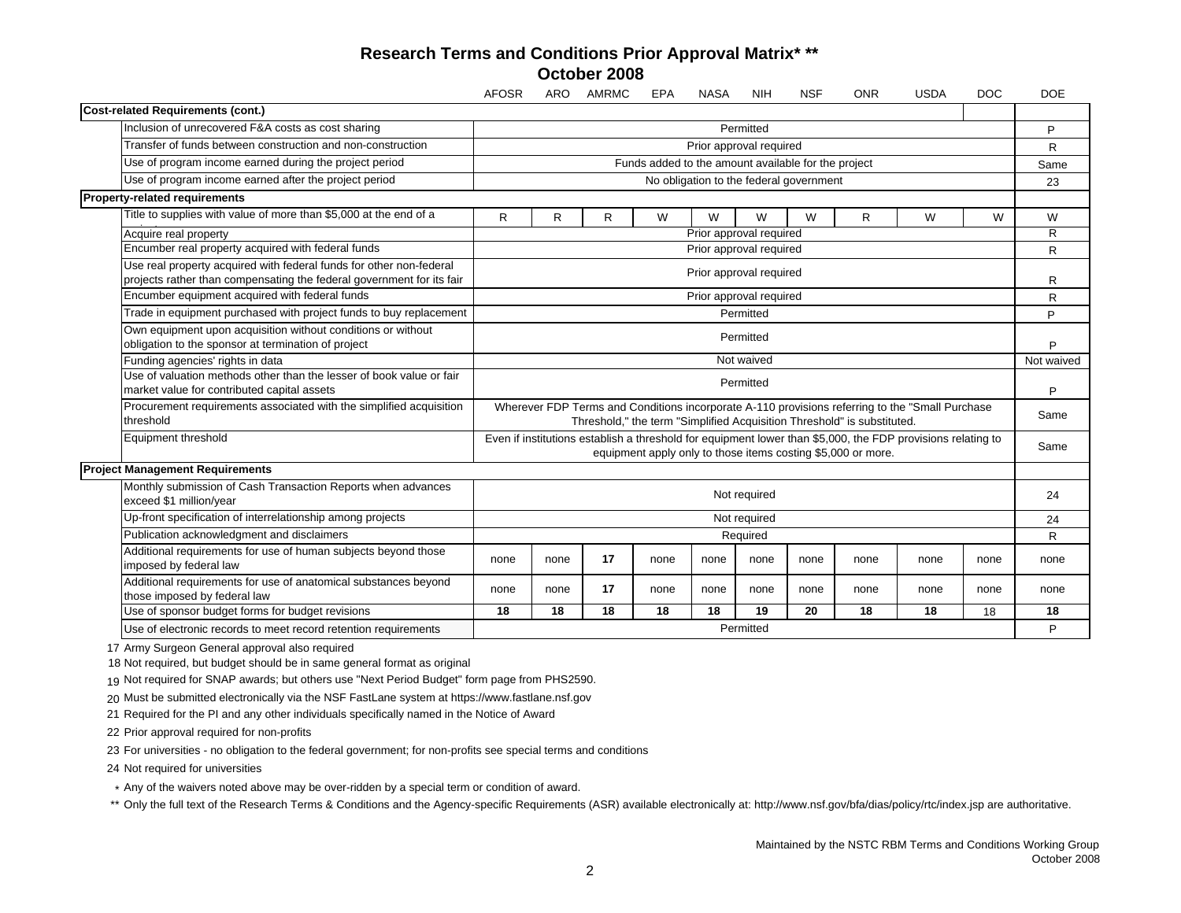# Research Terms and Conditions Prior Approval Matrix* **

## October 2008

| | AFOSR | ARO | AMRMC | EPA | NASA | NIH | NSF | ONR | USDA | DOC | DOE |
|---|---|---|---|---|---|---|---|---|---|---|---|
| **Cost-related Requirements (cont.)** | | | | | | | | | | | |
| Inclusion of unrecovered F&A costs as cost sharing | Permitted | | | | | | | | | | P |
| Transfer of funds between construction and non-construction | Prior approval required | | | | | | | | | | R |
| Use of program income earned during the project period | Funds added to the amount available for the project | | | | | | | | | | Same |
| Use of program income earned after the project period | No obligation to the federal government | | | | | | | | | | 23 |
| **Property-related requirements** | | | | | | | | | | | |
| Title to supplies with value of more than $5,000 at the end of a project | R | R | R | W | W | W | W | R | W | W | W |
| Acquire real property | Prior approval required | | | | | | | | | | R |
| Encumber real property acquired with federal funds | Prior approval required | | | | | | | | | | R |
| Use real property acquired with federal funds for other non-federal projects rather than compensating the federal government for its fair | Prior approval required | | | | | | | | | | R |
| Encumber equipment acquired with federal funds | Prior approval required | | | | | | | | | | R |
| Trade in equipment purchased with project funds to buy replacement | Permitted | | | | | | | | | | P |
| Own equipment upon acquisition without conditions or without obligation to the sponsor at termination of project | Permitted | | | | | | | | | | P |
| Funding agencies' rights in data | Not waived | | | | | | | | | | Not waived |
| Use of valuation methods other than the lesser of book value or fair market value for contributed capital assets | Permitted | | | | | | | | | | P |
| Procurement requirements associated with the simplified acquisition threshold | Wherever FDP Terms and Conditions incorporate A-110 provisions referring to the "Small Purchase Threshold," the term "Simplified Acquisition Threshold" is substituted. | | | | | | | | | | Same |
| Equipment threshold | Even if institutions establish a threshold for equipment lower than $5,000, the FDP provisions relating to equipment apply only to those items costing $5,000 or more. | | | | | | | | | | Same |
| **Project Management Requirements** | | | | | | | | | | | |
| Monthly submission of Cash Transaction Reports when advances exceed $1 million/year | Not required | | | | | | | | | | 24 |
| Up-front specification of interrelationship among projects | Not required | | | | | | | | | | 24 |
| Publication acknowledgment and disclaimers | Required | | | | | | | | | | R |
| Additional requirements for use of human subjects beyond those imposed by federal law | none | none | **17** | none | none | none | none | none | none | none | none |
| Additional requirements for use of anatomical substances beyond those imposed by federal law | none | none | **17** | none | none | none | none | none | none | none | none |
| Use of sponsor budget forms for budget revisions | **18** | **18** | **18** | **18** | **18** | **19** | **20** | **18** | **18** | 18 | **18** |
| Use of electronic records to meet record retention requirements | Permitted | | | | | | | | | | P |

17 Army Surgeon General approval also required

18 Not required, but budget should be in same general format as original

19 Not required for SNAP awards; but others use "Next Period Budget" form page from PHS2590.

20 Must be submitted electronically via the NSF FastLane system at https://www.fastlane.nsf.gov

21 Required for the PI and any other individuals specifically named in the Notice of Award

22 Prior approval required for non-profits

23 For universities - no obligation to the federal government; for non-profits see special terms and conditions

24 Not required for universities

\* Any of the waivers noted above may be over-ridden by a special term or condition of award.

** Only the full text of the Research Terms & Conditions and the Agency-specific Requirements (ASR) available electronically at: http://www.nsf.gov/bfa/dias/policy/rtc/index.jsp are authoritative.

Maintained by the NSTC RBM Terms and Conditions Working Group
October 2008